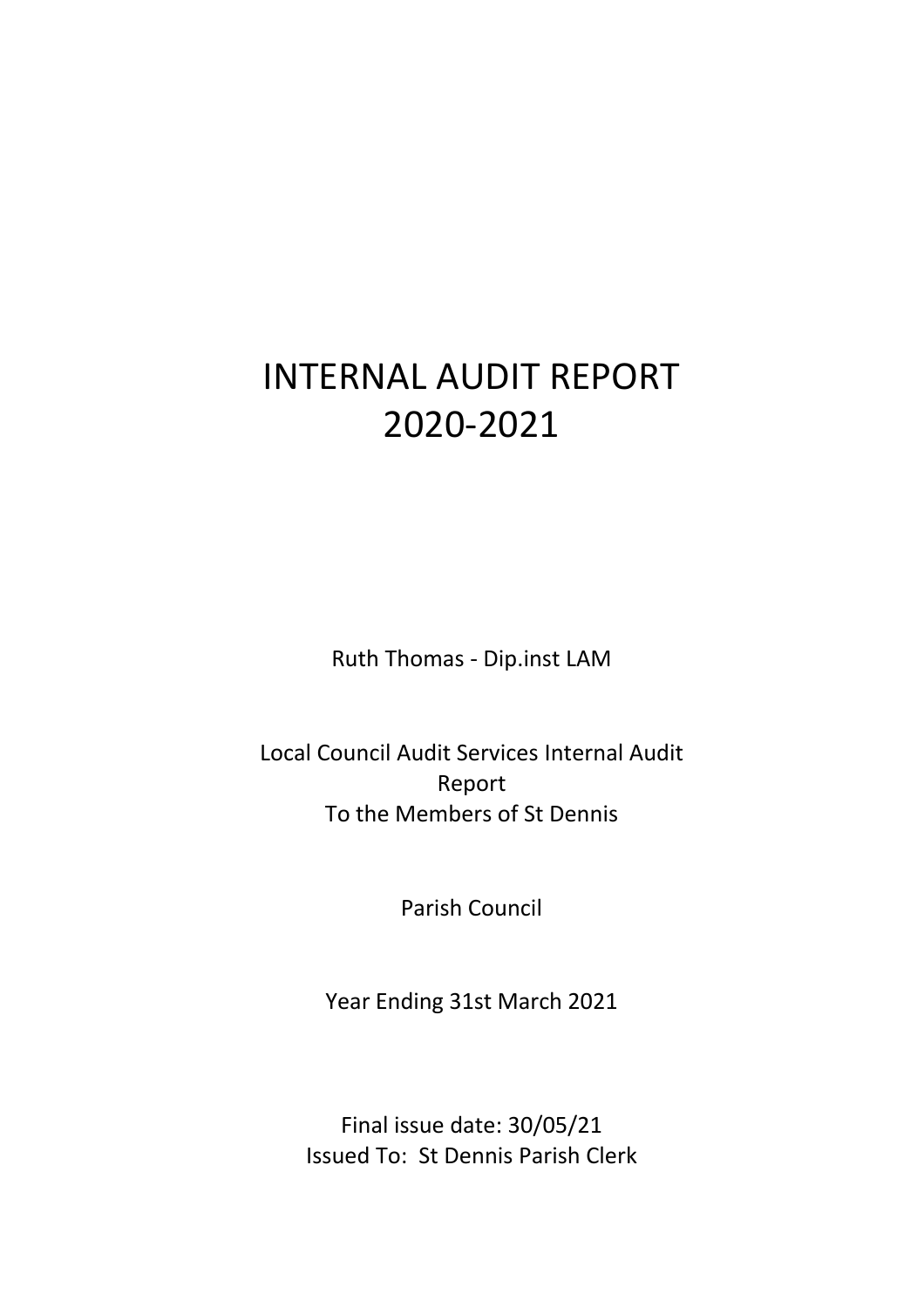# INTERNAL AUDIT REPORT
# 2020-2021

Ruth Thomas - Dip.inst LAM

Local Council Audit Services Internal Audit Report
To the Members of St Dennis

Parish Council

Year Ending 31st March 2021

Final issue date: 30/05/21
Issued To: St Dennis Parish Clerk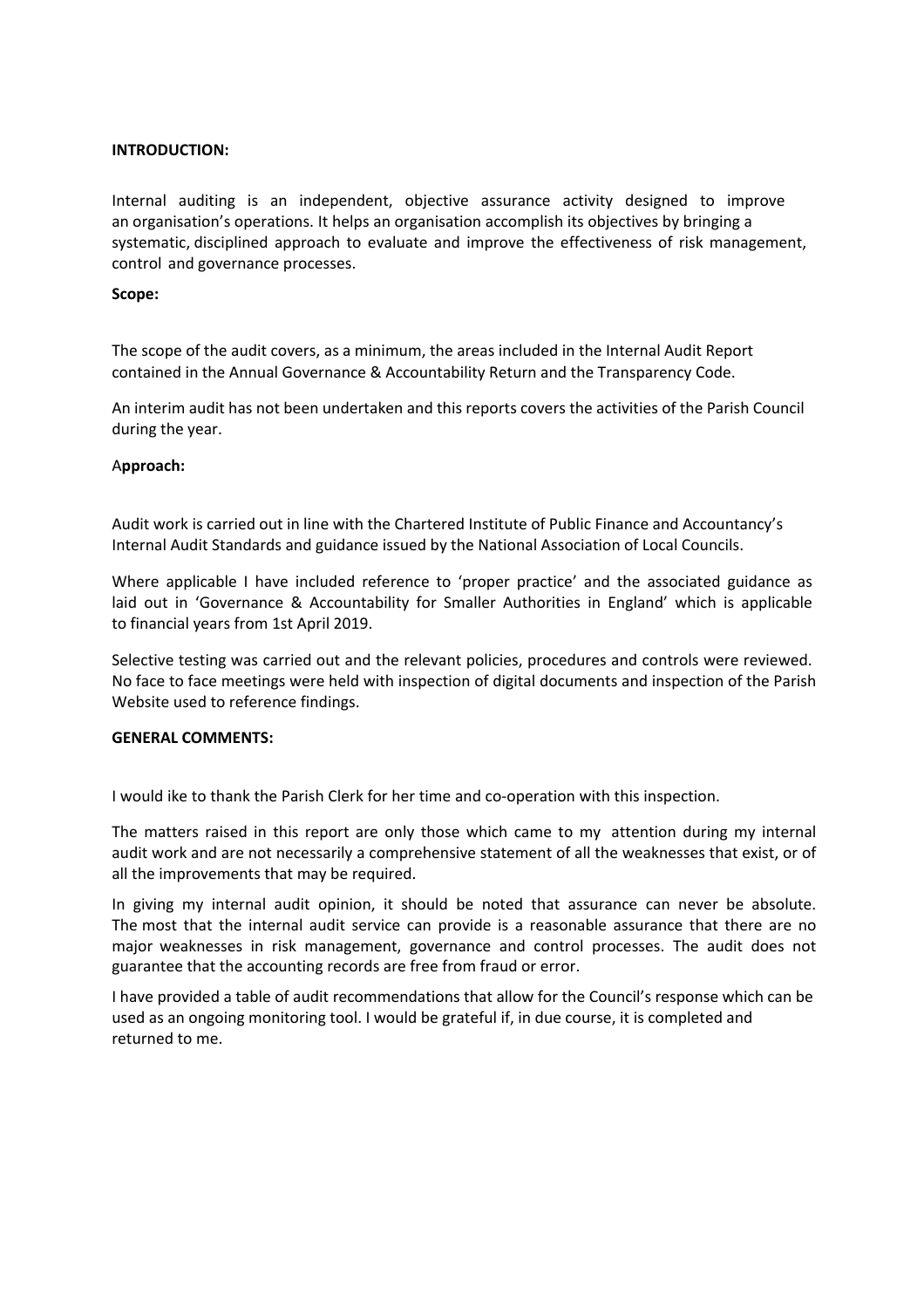**INTRODUCTION:**

Internal auditing is an independent, objective assurance activity designed to improve an organisation's operations. It helps an organisation accomplish its objectives by bringing a systematic, disciplined approach to evaluate and improve the effectiveness of risk management, control and governance processes.

**Scope:**

The scope of the audit covers, as a minimum, the areas included in the Internal Audit Report contained in the Annual Governance & Accountability Return and the Transparency Code.

An interim audit has not been undertaken and this reports covers the activities of the Parish Council during the year.

A**pproach:**

Audit work is carried out in line with the Chartered Institute of Public Finance and Accountancy's Internal Audit Standards and guidance issued by the National Association of Local Councils.

Where applicable I have included reference to 'proper practice' and the associated guidance as laid out in 'Governance & Accountability for Smaller Authorities in England' which is applicable to financial years from 1st April 2019.

Selective testing was carried out and the relevant policies, procedures and controls were reviewed. No face to face meetings were held with inspection of digital documents and inspection of the Parish Website used to reference findings.

**GENERAL COMMENTS:**

I would ike to thank the Parish Clerk for her time and co-operation with this inspection.

The matters raised in this report are only those which came to my attention during my internal audit work and are not necessarily a comprehensive statement of all the weaknesses that exist, or of all the improvements that may be required.

In giving my internal audit opinion, it should be noted that assurance can never be absolute. The most that the internal audit service can provide is a reasonable assurance that there are no major weaknesses in risk management, governance and control processes. The audit does not guarantee that the accounting records are free from fraud or error.

I have provided a table of audit recommendations that allow for the Council's response which can be used as an ongoing monitoring tool. I would be grateful if, in due course, it is completed and returned to me.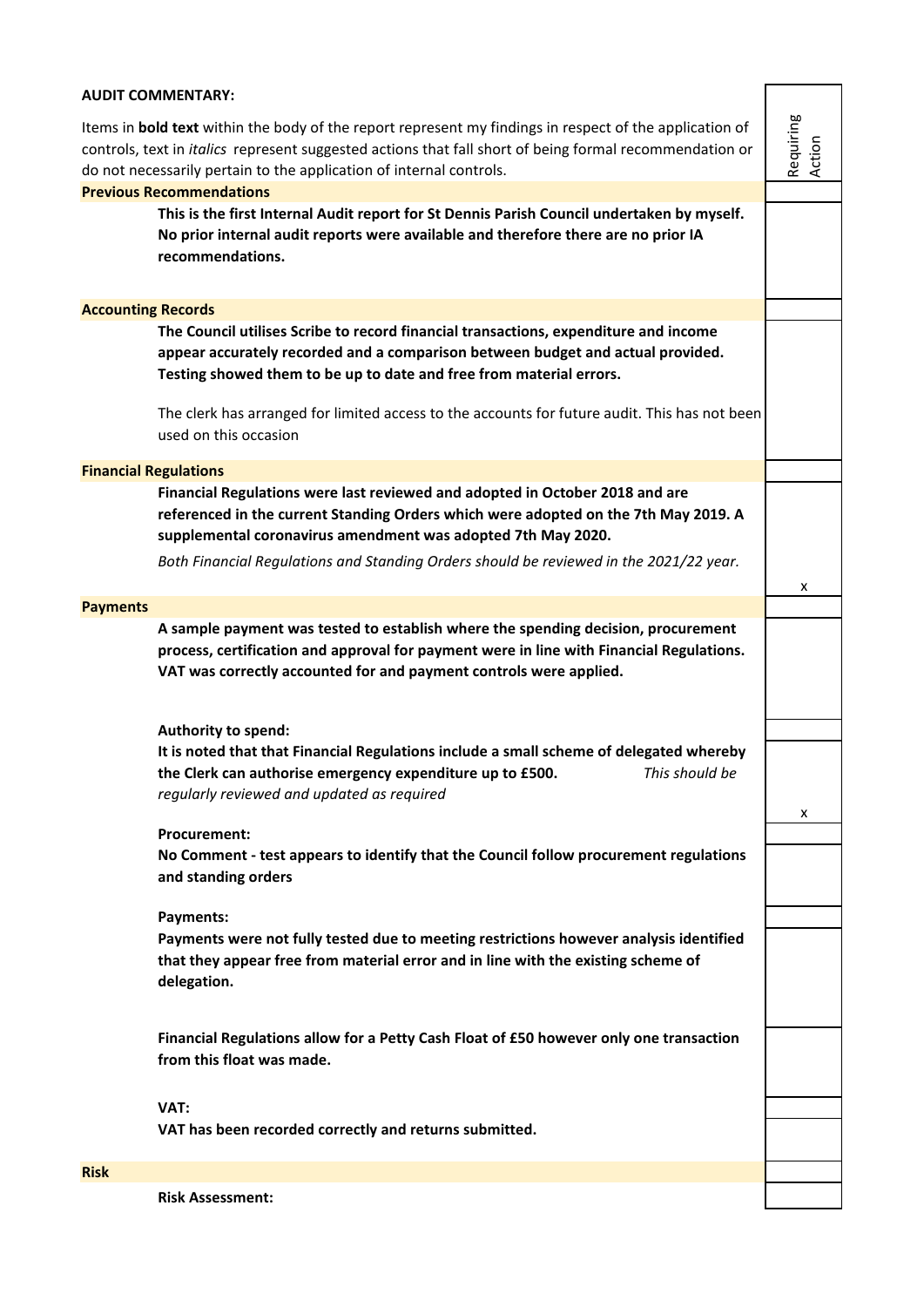## AUDIT COMMENTARY:

Items in **bold text** within the body of the report represent my findings in respect of the application of controls, text in *italics* represent suggested actions that fall short of being formal recommendation or do not necessarily pertain to the application of internal controls.

| | Requiring Action |
|---|---|
| **Previous Recommendations** | |
| **This is the first Internal Audit report for St Dennis Parish Council undertaken by myself. No prior internal audit reports were available and therefore there are no prior IA recommendations.** | |
| **Accounting Records** | |
| **The Council utilises Scribe to record financial transactions, expenditure and income appear accurately recorded and a comparison between budget and actual provided. Testing showed them to be up to date and free from material errors.**<br><br>The clerk has arranged for limited access to the accounts for future audit. This has not been used on this occasion | |
| **Financial Regulations** | |
| **Financial Regulations were last reviewed and adopted in October 2018 and are referenced in the current Standing Orders which were adopted on the 7th May 2019. A supplemental coronavirus amendment was adopted 7th May 2020.**<br><br>*Both Financial Regulations and Standing Orders should be reviewed in the 2021/22 year.* | x |
| **Payments** | |
| **A sample payment was tested to establish where the spending decision, procurement process, certification and approval for payment were in line with Financial Regulations. VAT was correctly accounted for and payment controls were applied.** | |
| **Authority to spend:** | |
| **It is noted that that Financial Regulations include a small scheme of delegated whereby the Clerk can authorise emergency expenditure up to £500.** *This should be regularly reviewed and updated as required* | x |
| **Procurement:** | |
| **No Comment - test appears to identify that the Council follow procurement regulations and standing orders** | |
| **Payments:** | |
| **Payments were not fully tested due to meeting restrictions however analysis identified that they appear free from material error and in line with the existing scheme of delegation.** | |
| **Financial Regulations allow for a Petty Cash Float of £50 however only one transaction from this float was made.** | |
| **VAT:** | |
| **VAT has been recorded correctly and returns submitted.** | |
| **Risk** | |
| **Risk Assessment:** | |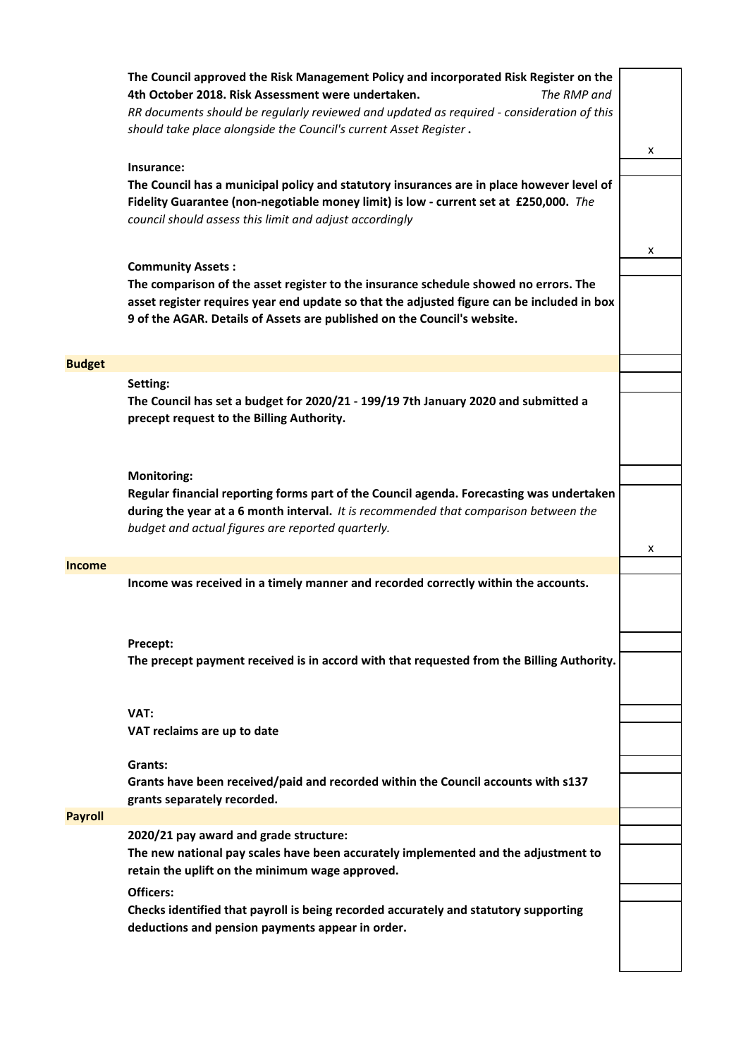| Section | Finding | Action |
|---|---|---|
| | **The Council approved the Risk Management Policy and incorporated Risk Register on the 4th October 2018. Risk Assessment were undertaken.** *The RMP and RR documents should be regularly reviewed and updated as required - consideration of this should take place alongside the Council's current Asset Register* **.** | x |
| | **Insurance:** | |
| | **The Council has a municipal policy and statutory insurances are in place however level of Fidelity Guarantee (non-negotiable money limit) is low - current set at £250,000.** *The council should assess this limit and adjust accordingly* | x |
| | **Community Assets :** | |
| | **The comparison of the asset register to the insurance schedule showed no errors. The asset register requires year end update so that the adjusted figure can be included in box 9 of the AGAR. Details of Assets are published on the Council's website.** | |
| **Budget** | | |
| | **Setting:** | |
| | **The Council has set a budget for 2020/21 - 199/19 7th January 2020 and submitted a precept request to the Billing Authority.** | |
| | **Monitoring:** | |
| | **Regular financial reporting forms part of the Council agenda. Forecasting was undertaken during the year at a 6 month interval.** *It is recommended that comparison between the budget and actual figures are reported quarterly.* | x |
| **Income** | | |
| | **Income was received in a timely manner and recorded correctly within the accounts.** | |
| | **Precept:** | |
| | **The precept payment received is in accord with that requested from the Billing Authority.** | |
| | **VAT:** | |
| | **VAT reclaims are up to date** | |
| | **Grants:** | |
| | **Grants have been received/paid and recorded within the Council accounts with s137 grants separately recorded.** | |
| **Payroll** | | |
| | **2020/21 pay award and grade structure:** | |
| | **The new national pay scales have been accurately implemented and the adjustment to retain the uplift on the minimum wage approved.** | |
| | **Officers:** | |
| | **Checks identified that payroll is being recorded accurately and statutory supporting deductions and pension payments appear in order.** | |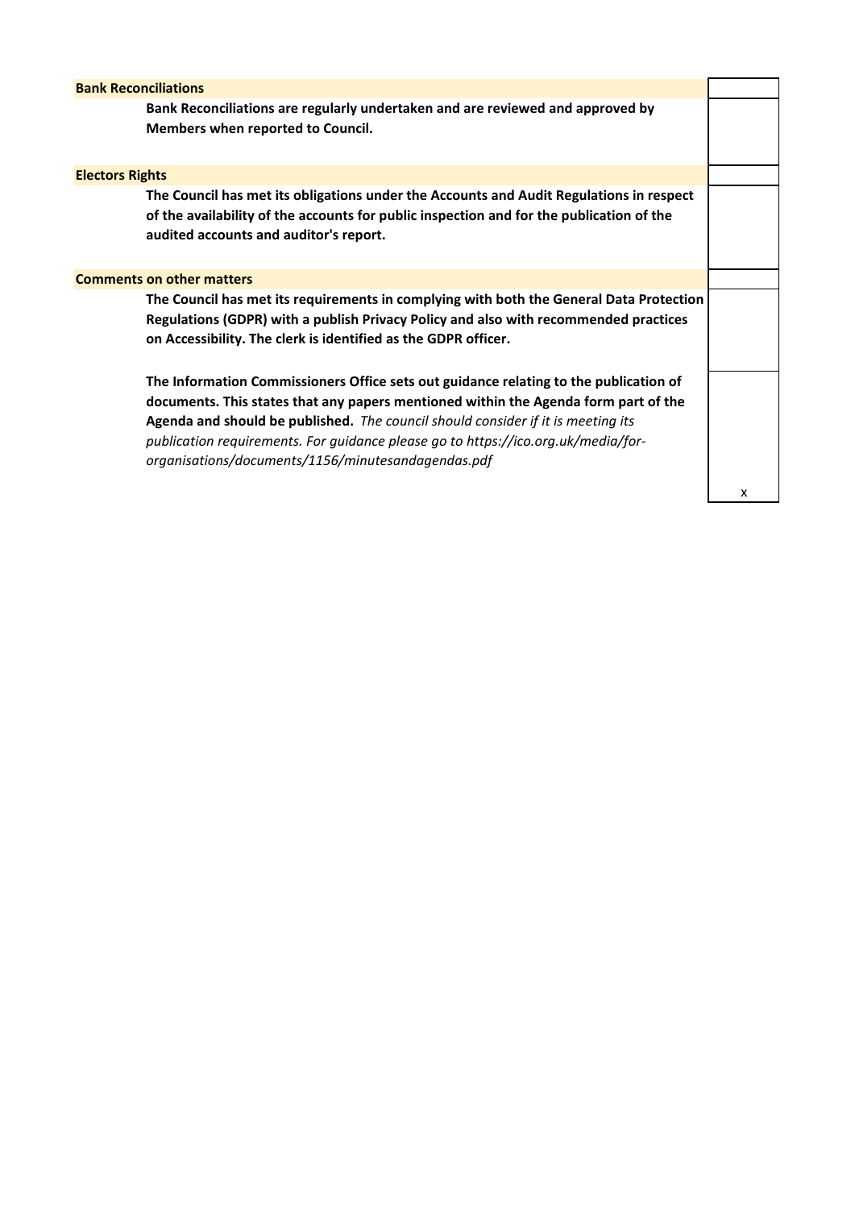| | |
|---|---|
| **Bank Reconciliations** | |
| **Bank Reconciliations are regularly undertaken and are reviewed and approved by Members when reported to Council.** | |
| **Electors Rights** | |
| **The Council has met its obligations under the Accounts and Audit Regulations in respect of the availability of the accounts for public inspection and for the publication of the audited accounts and auditor's report.** | |
| **Comments on other matters** | |
| **The Council has met its requirements in complying with both the General Data Protection Regulations (GDPR) with a publish Privacy Policy and also with recommended practices on Accessibility. The clerk is identified as the GDPR officer.** | |
| **The Information Commissioners Office sets out guidance relating to the publication of documents. This states that any papers mentioned within the Agenda form part of the Agenda and should be published.** *The council should consider if it is meeting its publication requirements. For guidance please go to https://ico.org.uk/media/for-organisations/documents/1156/minutesandagendas.pdf* | x |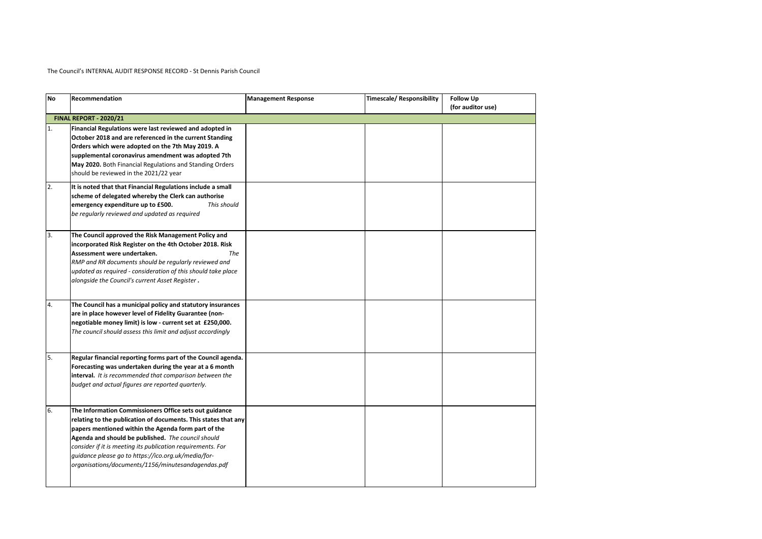The Council's INTERNAL AUDIT RESPONSE RECORD - St Dennis Parish Council

| No | Recommendation | Management Response | Timescale/ Responsibility | Follow Up (for auditor use) |
|---|---|---|---|---|
| | **FINAL REPORT - 2020/21** | | | |
| 1. | **Financial Regulations were last reviewed and adopted in October 2018 and are referenced in the current Standing Orders which were adopted on the 7th May 2019. A supplemental coronavirus amendment was adopted 7th May 2020.** Both Financial Regulations and Standing Orders should be reviewed in the 2021/22 year | | | |
| 2. | **It is noted that that Financial Regulations include a small scheme of delegated whereby the Clerk can authorise emergency expenditure up to £500.** *This should be regularly reviewed and updated as required* | | | |
| 3. | **The Council approved the Risk Management Policy and incorporated Risk Register on the 4th October 2018. Risk Assessment were undertaken.** *The RMP and RR documents should be regularly reviewed and updated as required - consideration of this should take place alongside the Council's current Asset Register* **.** | | | |
| 4. | **The Council has a municipal policy and statutory insurances are in place however level of Fidelity Guarantee (non-negotiable money limit) is low - current set at £250,000.** *The council should assess this limit and adjust accordingly* | | | |
| 5. | **Regular financial reporting forms part of the Council agenda. Forecasting was undertaken during the year at a 6 month interval.** *It is recommended that comparison between the budget and actual figures are reported quarterly.* | | | |
| 6. | **The Information Commissioners Office sets out guidance relating to the publication of documents. This states that any papers mentioned within the Agenda form part of the Agenda and should be published.** *The council should consider if it is meeting its publication requirements. For guidance please go to https://ico.org.uk/media/for-organisations/documents/1156/minutesandagendas.pdf* | | | |